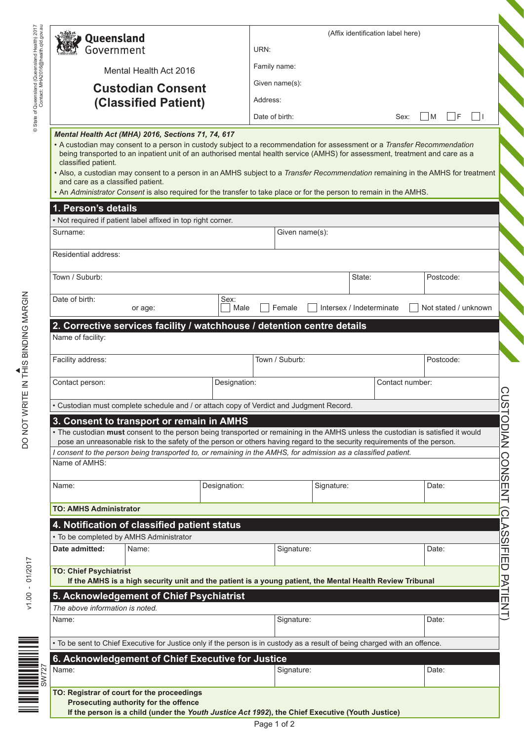Queensland Government

Mental Health Act 2016

# Custodian Consent (Classified Patient)

(Affix identification label here)

URN:

Family name:

Given name(s):

Address:

Date of birth: Sex: ☐ M ☐ F ☐ I

***Mental Health Act (MHA) 2016, Sections 71, 74, 617***

- A custodian may consent to a person in custody subject to a recommendation for assessment or a *Transfer Recommendation* being transported to an inpatient unit of an authorised mental health service (AMHS) for assessment, treatment and care as a classified patient.
- Also, a custodian may consent to a person in an AMHS subject to a *Transfer Recommendation* remaining in the AMHS for treatment and care as a classified patient.
- An *Administrator Consent* is also required for the transfer to take place or for the person to remain in the AMHS.

## 1. Person's details

- Not required if patient label affixed in top right corner.

Surname: | Given name(s):

Residential address:

Town / Suburb: | State: | Postcode:

Date of birth: or age: | Sex: ☐ Male ☐ Female ☐ Intersex / Indeterminate ☐ Not stated / unknown

## 2. Corrective services facility / watchhouse / detention centre details

Name of facility:

Facility address: | Town / Suburb: | Postcode:

Contact person: | Designation: | Contact number:

- Custodian must complete schedule and / or attach copy of Verdict and Judgment Record.

## 3. Consent to transport or remain in AMHS

- The custodian **must** consent to the person being transported or remaining in the AMHS unless the custodian is satisfied it would pose an unreasonable risk to the safety of the person or others having regard to the security requirements of the person.

*I consent to the person being transported to, or remaining in the AMHS, for admission as a classified patient.*

Name of AMHS:

Name: | Designation: | Signature: | Date:

**TO: AMHS Administrator**

## 4. Notification of classified patient status

- To be completed by AMHS Administrator

**Date admitted:** | Name: | Signature: | Date:

**TO: Chief Psychiatrist**
**If the AMHS is a high security unit and the patient is a young patient, the Mental Health Review Tribunal**

## 5. Acknowledgement of Chief Psychiatrist

*The above information is noted.*

Name: | Signature: | Date:

- To be sent to Chief Executive for Justice only if the person is in custody as a result of being charged with an offence.

## 6. Acknowledgement of Chief Executive for Justice

Name: | Signature: | Date:

**TO: Registrar of court for the proceedings**
**Prosecuting authority for the offence**
**If the person is a child (under the *Youth Justice Act 1992*), the Chief Executive (Youth Justice)**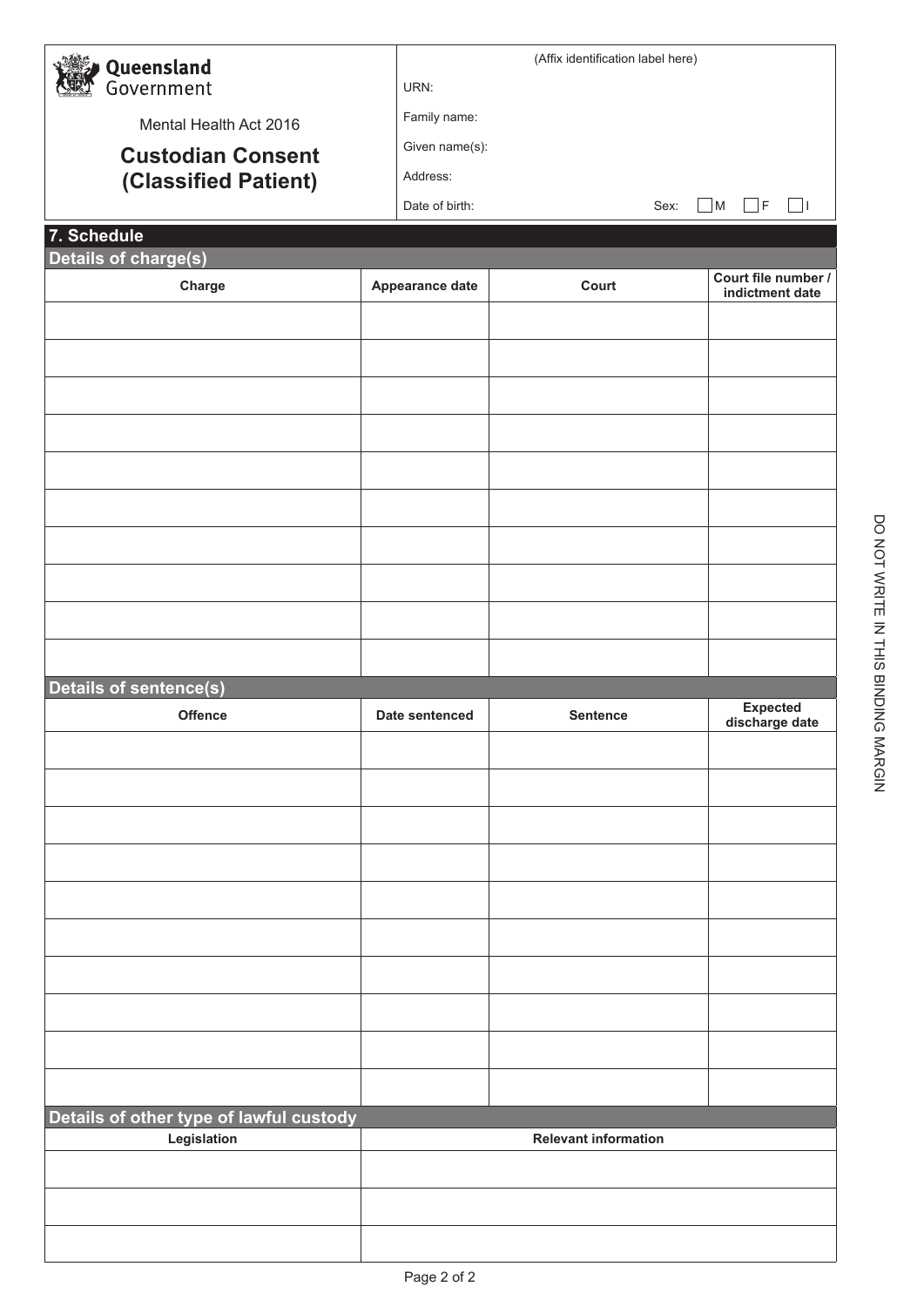Queensland Government

Mental Health Act 2016

# Custodian Consent (Classified Patient)

(Affix identification label here)

URN:

Family name:

Given name(s):

Address:

Date of birth: Sex: ☐ M ☐ F ☐ I

## 7. Schedule

### Details of charge(s)

| Charge | Appearance date | Court | Court file number / indictment date |
|---|---|---|---|
| | | | |
| | | | |
| | | | |
| | | | |
| | | | |
| | | | |
| | | | |
| | | | |
| | | | |
| | | | |

### Details of sentence(s)

| Offence | Date sentenced | Sentence | Expected discharge date |
|---|---|---|---|
| | | | |
| | | | |
| | | | |
| | | | |
| | | | |
| | | | |
| | | | |
| | | | |
| | | | |
| | | | |

### Details of other type of lawful custody

| Legislation | Relevant information |
|---|---|
| | |
| | |
| | |

DO NOT WRITE IN THIS BINDING MARGIN